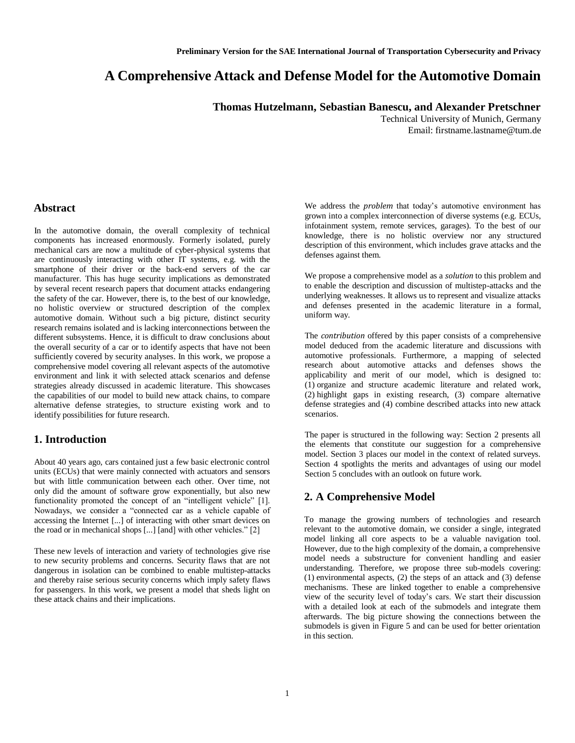Preliminary Version for the SAE International Journal of Transportation Cybersecurity and Privacy

# A Comprehensive Attack and Defense Model for the Automotive Domain

**Thomas Hutzelmann, Sebastian Banescu, and Alexander Pretschner**

Technical University of Munich, Germany
Email: firstname.lastname@tum.de

## Abstract

In the automotive domain, the overall complexity of technical components has increased enormously. Formerly isolated, purely mechanical cars are now a multitude of cyber-physical systems that are continuously interacting with other IT systems, e.g. with the smartphone of their driver or the back-end servers of the car manufacturer. This has huge security implications as demonstrated by several recent research papers that document attacks endangering the safety of the car. However, there is, to the best of our knowledge, no holistic overview or structured description of the complex automotive domain. Without such a big picture, distinct security research remains isolated and is lacking interconnections between the different subsystems. Hence, it is difficult to draw conclusions about the overall security of a car or to identify aspects that have not been sufficiently covered by security analyses. In this work, we propose a comprehensive model covering all relevant aspects of the automotive environment and link it with selected attack scenarios and defense strategies already discussed in academic literature. This showcases the capabilities of our model to build new attack chains, to compare alternative defense strategies, to structure existing work and to identify possibilities for future research.

## 1. Introduction

About 40 years ago, cars contained just a few basic electronic control units (ECUs) that were mainly connected with actuators and sensors but with little communication between each other. Over time, not only did the amount of software grow exponentially, but also new functionality promoted the concept of an "intelligent vehicle" [1]. Nowadays, we consider a "connected car as a vehicle capable of accessing the Internet [...] of interacting with other smart devices on the road or in mechanical shops [...] [and] with other vehicles." [2]

These new levels of interaction and variety of technologies give rise to new security problems and concerns. Security flaws that are not dangerous in isolation can be combined to enable multistep-attacks and thereby raise serious security concerns which imply safety flaws for passengers. In this work, we present a model that sheds light on these attack chains and their implications.

We address the *problem* that today's automotive environment has grown into a complex interconnection of diverse systems (e.g. ECUs, infotainment system, remote services, garages). To the best of our knowledge, there is no holistic overview nor any structured description of this environment, which includes grave attacks and the defenses against them.

We propose a comprehensive model as a *solution* to this problem and to enable the description and discussion of multistep-attacks and the underlying weaknesses. It allows us to represent and visualize attacks and defenses presented in the academic literature in a formal, uniform way.

The *contribution* offered by this paper consists of a comprehensive model deduced from the academic literature and discussions with automotive professionals. Furthermore, a mapping of selected research about automotive attacks and defenses shows the applicability and merit of our model, which is designed to: (1) organize and structure academic literature and related work, (2) highlight gaps in existing research, (3) compare alternative defense strategies and (4) combine described attacks into new attack scenarios.

The paper is structured in the following way: Section 2 presents all the elements that constitute our suggestion for a comprehensive model. Section 3 places our model in the context of related surveys. Section 4 spotlights the merits and advantages of using our model Section 5 concludes with an outlook on future work.

## 2. A Comprehensive Model

To manage the growing numbers of technologies and research relevant to the automotive domain, we consider a single, integrated model linking all core aspects to be a valuable navigation tool. However, due to the high complexity of the domain, a comprehensive model needs a substructure for convenient handling and easier understanding. Therefore, we propose three sub-models covering: (1) environmental aspects, (2) the steps of an attack and (3) defense mechanisms. These are linked together to enable a comprehensive view of the security level of today's cars. We start their discussion with a detailed look at each of the submodels and integrate them afterwards. The big picture showing the connections between the submodels is given in Figure 5 and can be used for better orientation in this section.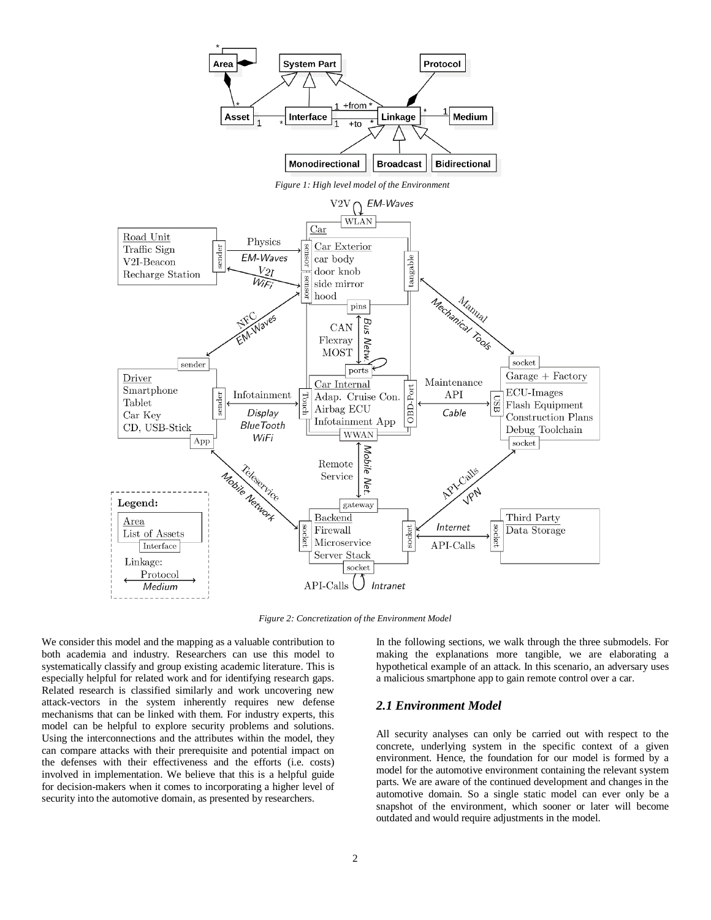Figure 1: High level model of the Environment

Figure 2: Concretization of the Environment Model

We consider this model and the mapping as a valuable contribution to both academia and industry. Researchers can use this model to systematically classify and group existing academic literature. This is especially helpful for related work and for identifying research gaps. Related research is classified similarly and work uncovering new attack-vectors in the system inherently requires new defense mechanisms that can be linked with them. For industry experts, this model can be helpful to explore security problems and solutions. Using the interconnections and the attributes within the model, they can compare attacks with their prerequisite and potential impact on the defenses with their effectiveness and the efforts (i.e. costs) involved in implementation. We believe that this is a helpful guide for decision-makers when it comes to incorporating a higher level of security into the automotive domain, as presented by researchers.

In the following sections, we walk through the three submodels. For making the explanations more tangible, we are elaborating a hypothetical example of an attack. In this scenario, an adversary uses a malicious smartphone app to gain remote control over a car.

### *2.1 Environment Model*

All security analyses can only be carried out with respect to the concrete, underlying system in the specific context of a given environment. Hence, the foundation for our model is formed by a model for the automotive environment containing the relevant system parts. We are aware of the continued development and changes in the automotive domain. So a single static model can ever only be a snapshot of the environment, which sooner or later will become outdated and would require adjustments in the model.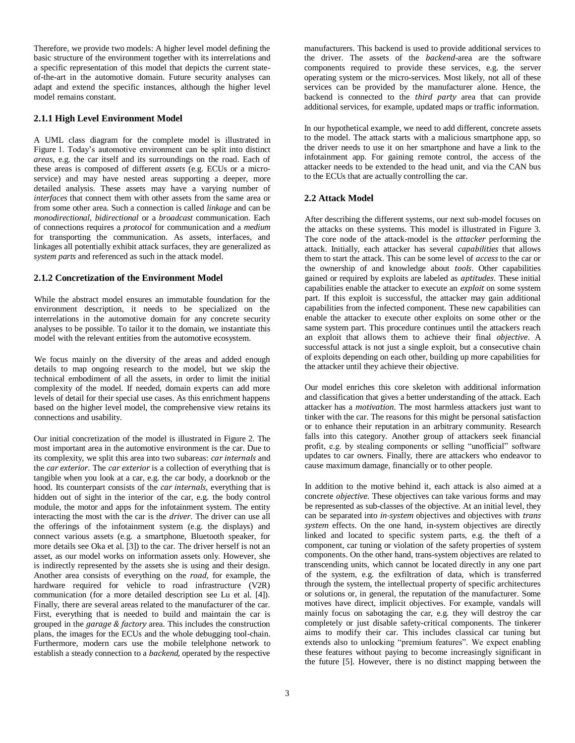Therefore, we provide two models: A higher level model defining the basic structure of the environment together with its interrelations and a specific representation of this model that depicts the current state-of-the-art in the automotive domain. Future security analyses can adapt and extend the specific instances, although the higher level model remains constant.

### 2.1.1 High Level Environment Model

A UML class diagram for the complete model is illustrated in Figure 1. Today's automotive environment can be split into distinct *areas*, e.g. the car itself and its surroundings on the road. Each of these areas is composed of different *assets* (e.g. ECUs or a micro-service) and may have nested areas supporting a deeper, more detailed analysis. These assets may have a varying number of *interfaces* that connect them with other assets from the same area or from some other area. Such a connection is called *linkage* and can be *monodirectional*, *bidirectional* or a *broadcast* communication. Each of connections requires a *protocol* for communication and a *medium* for transporting the communication. As assets, interfaces, and linkages all potentially exhibit attack surfaces, they are generalized as *system parts* and referenced as such in the attack model.

### 2.1.2 Concretization of the Environment Model

While the abstract model ensures an immutable foundation for the environment description, it needs to be specialized on the interrelations in the automotive domain for any concrete security analyses to be possible. To tailor it to the domain, we instantiate this model with the relevant entities from the automotive ecosystem.

We focus mainly on the diversity of the areas and added enough details to map ongoing research to the model, but we skip the technical embodiment of all the assets, in order to limit the initial complexity of the model. If needed, domain experts can add more levels of detail for their special use cases. As this enrichment happens based on the higher level model, the comprehensive view retains its connections and usability.

Our initial concretization of the model is illustrated in Figure 2. The most important area in the automotive environment is the car. Due to its complexity, we split this area into two subareas: *car internals* and the *car exterior*. The *car exterior* is a collection of everything that is tangible when you look at a car, e.g. the car body, a doorknob or the hood. Its counterpart consists of the *car internals*, everything that is hidden out of sight in the interior of the car, e.g. the body control module, the motor and apps for the infotainment system. The entity interacting the most with the car is the *driver*. The driver can use all the offerings of the infotainment system (e.g. the displays) and connect various assets (e.g. a smartphone, Bluetooth speaker, for more details see Oka et al. [3]) to the car. The driver herself is not an asset, as our model works on information assets only. However, she is indirectly represented by the assets she is using and their design. Another area consists of everything on the *road*, for example, the hardware required for vehicle to road infrastructure (V2R) communication (for a more detailed description see Lu et al. [4]). Finally, there are several areas related to the manufacturer of the car. First, everything that is needed to build and maintain the car is grouped in the *garage & factory* area. This includes the construction plans, the images for the ECUs and the whole debugging tool-chain. Furthermore, modern cars use the mobile telelphone network to establish a steady connection to a *backend,* operated by the respective manufacturers. This backend is used to provide additional services to the driver. The assets of the *backend*-area are the software components required to provide these services, e.g. the server operating system or the micro-services. Most likely, not all of these services can be provided by the manufacturer alone. Hence, the backend is connected to the *third party* area that can provide additional services, for example, updated maps or traffic information.

In our hypothetical example, we need to add different, concrete assets to the model. The attack starts with a malicious smartphone app, so the driver needs to use it on her smartphone and have a link to the infotainment app. For gaining remote control, the access of the attacker needs to be extended to the head unit, and via the CAN bus to the ECUs that are actually controlling the car.

## 2.2 Attack Model

After describing the different systems, our next sub-model focuses on the attacks on these systems. This model is illustrated in Figure 3. The core node of the attack-model is the *attacker* performing the attack. Initially, each attacker has several *capabilities* that allows them to start the attack. This can be some level of *access* to the car or the ownership of and knowledge about *tools*. Other capabilities gained or required by exploits are labeled as *aptitudes*. These initial capabilities enable the attacker to execute an *exploit* on some system part. If this exploit is successful, the attacker may gain additional capabilities from the infected component. These new capabilities can enable the attacker to execute other exploits on some other or the same system part. This procedure continues until the attackers reach an exploit that allows them to achieve their final *objective*. A successful attack is not just a single exploit, but a consecutive chain of exploits depending on each other, building up more capabilities for the attacker until they achieve their objective.

Our model enriches this core skeleton with additional information and classification that gives a better understanding of the attack. Each attacker has a *motivation*. The most harmless attackers just want to tinker with the car. The reasons for this might be personal satisfaction or to enhance their reputation in an arbitrary community. Research falls into this category. Another group of attackers seek financial profit, e.g. by stealing components or selling "unofficial" software updates to car owners. Finally, there are attackers who endeavor to cause maximum damage, financially or to other people.

In addition to the motive behind it, each attack is also aimed at a concrete *objective*. These objectives can take various forms and may be represented as sub-classes of the objective. At an initial level, they can be separated into *in-system* objectives and objectives with *trans system* effects. On the one hand, in-system objectives are directly linked and located to specific system parts, e.g. the theft of a component, car tuning or violation of the safety properties of system components. On the other hand, trans-system objectives are related to transcending units, which cannot be located directly in any one part of the system, e.g. the exfiltration of data, which is transferred through the system, the intellectual property of specific architectures or solutions or, in general, the reputation of the manufacturer. Some motives have direct, implicit objectives. For example, vandals will mainly focus on sabotaging the car, e.g. they will destroy the car completely or just disable safety-critical components. The tinkerer aims to modify their car. This includes classical car tuning but extends also to unlocking "premium features". We expect enabling these features without paying to become increasingly significant in the future [5]. However, there is no distinct mapping between the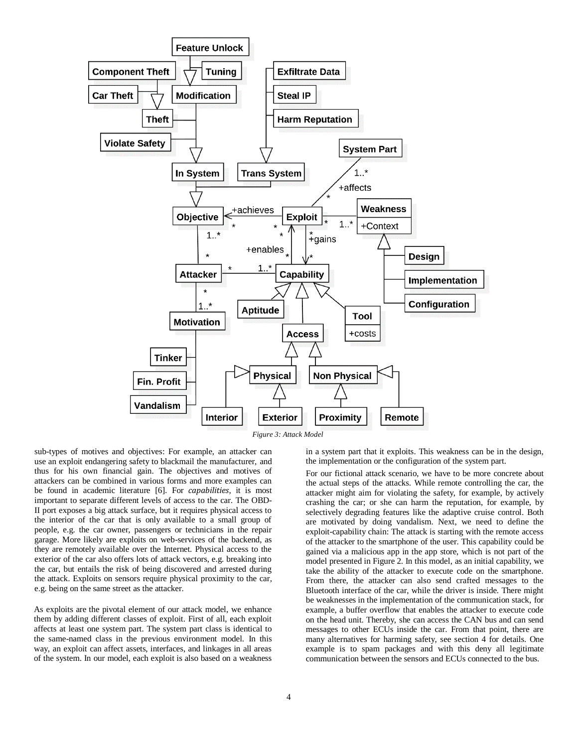Figure 3: Attack Model

sub-types of motives and objectives: For example, an attacker can use an exploit endangering safety to blackmail the manufacturer, and thus for his own financial gain. The objectives and motives of attackers can be combined in various forms and more examples can be found in academic literature [6]. For *capabilities*, it is most important to separate different levels of access to the car. The OBD-II port exposes a big attack surface, but it requires physical access to the interior of the car that is only available to a small group of people, e.g. the car owner, passengers or technicians in the repair garage. More likely are exploits on web-services of the backend, as they are remotely available over the Internet. Physical access to the exterior of the car also offers lots of attack vectors, e.g. breaking into the car, but entails the risk of being discovered and arrested during the attack. Exploits on sensors require physical proximity to the car, e.g. being on the same street as the attacker.

As exploits are the pivotal element of our attack model, we enhance them by adding different classes of exploit. First of all, each exploit affects at least one system part. The system part class is identical to the same-named class in the previous environment model. In this way, an exploit can affect assets, interfaces, and linkages in all areas of the system. In our model, each exploit is also based on a weakness in a system part that it exploits. This weakness can be in the design, the implementation or the configuration of the system part.

For our fictional attack scenario, we have to be more concrete about the actual steps of the attacks. While remote controlling the car, the attacker might aim for violating the safety, for example, by actively crashing the car; or she can harm the reputation, for example, by selectively degrading features like the adaptive cruise control. Both are motivated by doing vandalism. Next, we need to define the exploit-capability chain: The attack is starting with the remote access of the attacker to the smartphone of the user. This capability could be gained via a malicious app in the app store, which is not part of the model presented in Figure 2. In this model, as an initial capability, we take the ability of the attacker to execute code on the smartphone. From there, the attacker can also send crafted messages to the Bluetooth interface of the car, while the driver is inside. There might be weaknesses in the implementation of the communication stack, for example, a buffer overflow that enables the attacker to execute code on the head unit. Thereby, she can access the CAN bus and can send messages to other ECUs inside the car. From that point, there are many alternatives for harming safety, see section 4 for details. One example is to spam packages and with this deny all legitimate communication between the sensors and ECUs connected to the bus.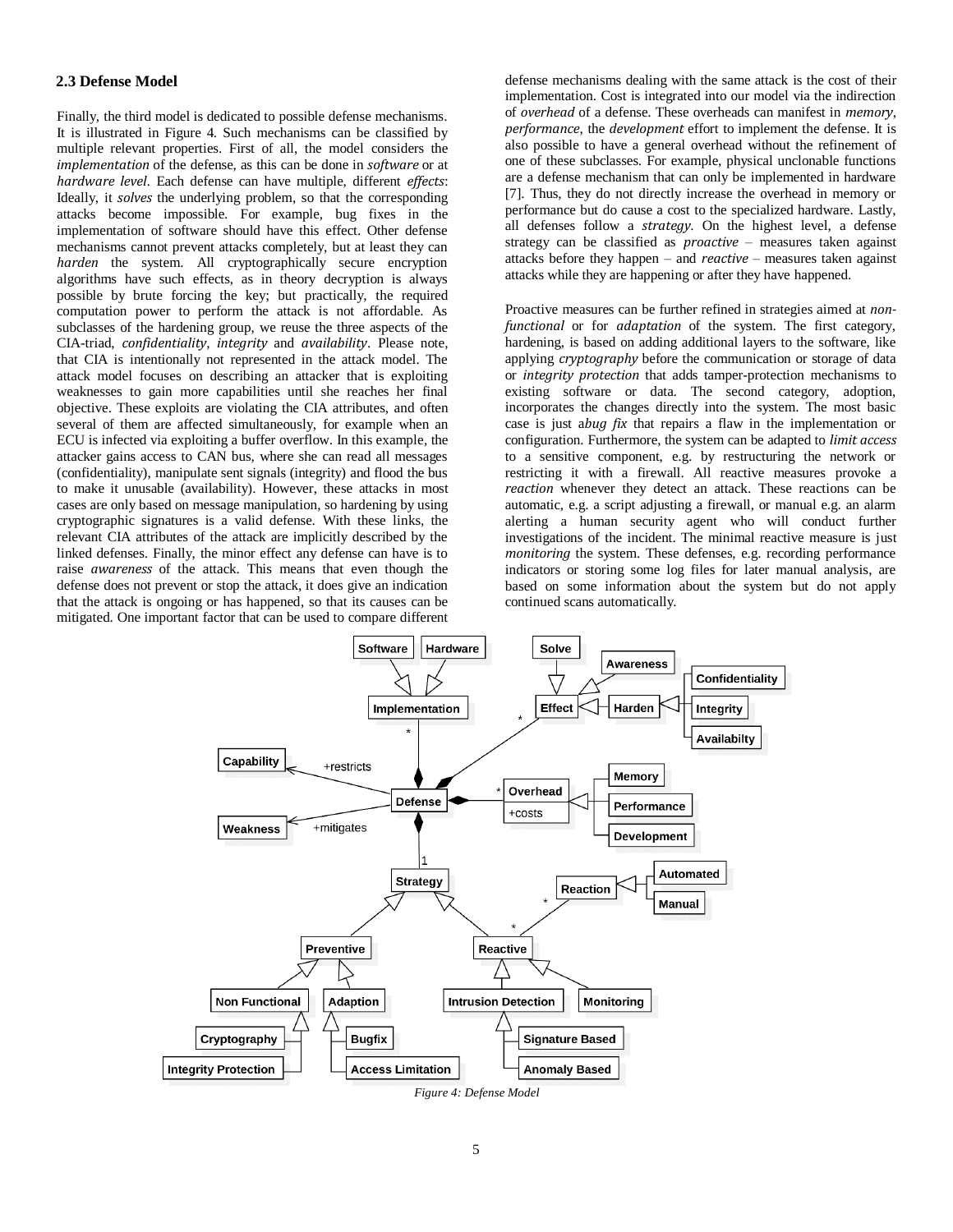### 2.3 Defense Model

Finally, the third model is dedicated to possible defense mechanisms. It is illustrated in Figure 4. Such mechanisms can be classified by multiple relevant properties. First of all, the model considers the *implementation* of the defense, as this can be done in *software* or at *hardware level*. Each defense can have multiple, different *effects*: Ideally, it *solves* the underlying problem, so that the corresponding attacks become impossible. For example, bug fixes in the implementation of software should have this effect. Other defense mechanisms cannot prevent attacks completely, but at least they can *harden* the system. All cryptographically secure encryption algorithms have such effects, as in theory decryption is always possible by brute forcing the key; but practically, the required computation power to perform the attack is not affordable. As subclasses of the hardening group, we reuse the three aspects of the CIA-triad, *confidentiality*, *integrity* and *availability*. Please note, that CIA is intentionally not represented in the attack model. The attack model focuses on describing an attacker that is exploiting weaknesses to gain more capabilities until she reaches her final objective. These exploits are violating the CIA attributes, and often several of them are affected simultaneously, for example when an ECU is infected via exploiting a buffer overflow. In this example, the attacker gains access to CAN bus, where she can read all messages (confidentiality), manipulate sent signals (integrity) and flood the bus to make it unusable (availability). However, these attacks in most cases are only based on message manipulation, so hardening by using cryptographic signatures is a valid defense. With these links, the relevant CIA attributes of the attack are implicitly described by the linked defenses. Finally, the minor effect any defense can have is to raise *awareness* of the attack. This means that even though the defense does not prevent or stop the attack, it does give an indication that the attack is ongoing or has happened, so that its causes can be mitigated. One important factor that can be used to compare different defense mechanisms dealing with the same attack is the cost of their implementation. Cost is integrated into our model via the indirection of *overhead* of a defense. These overheads can manifest in *memory*, *performance*, the *development* effort to implement the defense. It is also possible to have a general overhead without the refinement of one of these subclasses. For example, physical unclonable functions are a defense mechanism that can only be implemented in hardware [7]. Thus, they do not directly increase the overhead in memory or performance but do cause a cost to the specialized hardware. Lastly, all defenses follow a *strategy*. On the highest level, a defense strategy can be classified as *proactive* – measures taken against attacks before they happen – and *reactive* – measures taken against attacks while they are happening or after they have happened.

Proactive measures can be further refined in strategies aimed at *non-functional* or for *adaptation* of the system. The first category, hardening, is based on adding additional layers to the software, like applying *cryptography* before the communication or storage of data or *integrity protection* that adds tamper-protection mechanisms to existing software or data. The second category, adoption, incorporates the changes directly into the system. The most basic case is just a*bug fix* that repairs a flaw in the implementation or configuration. Furthermore, the system can be adapted to *limit access* to a sensitive component, e.g. by restructuring the network or restricting it with a firewall. All reactive measures provoke a *reaction* whenever they detect an attack. These reactions can be automatic, e.g. a script adjusting a firewall, or manual e.g. an alarm alerting a human security agent who will conduct further investigations of the incident. The minimal reactive measure is just *monitoring* the system. These defenses, e.g. recording performance indicators or storing some log files for later manual analysis, are based on some information about the system but do not apply continued scans automatically.

*Figure 4: Defense Model*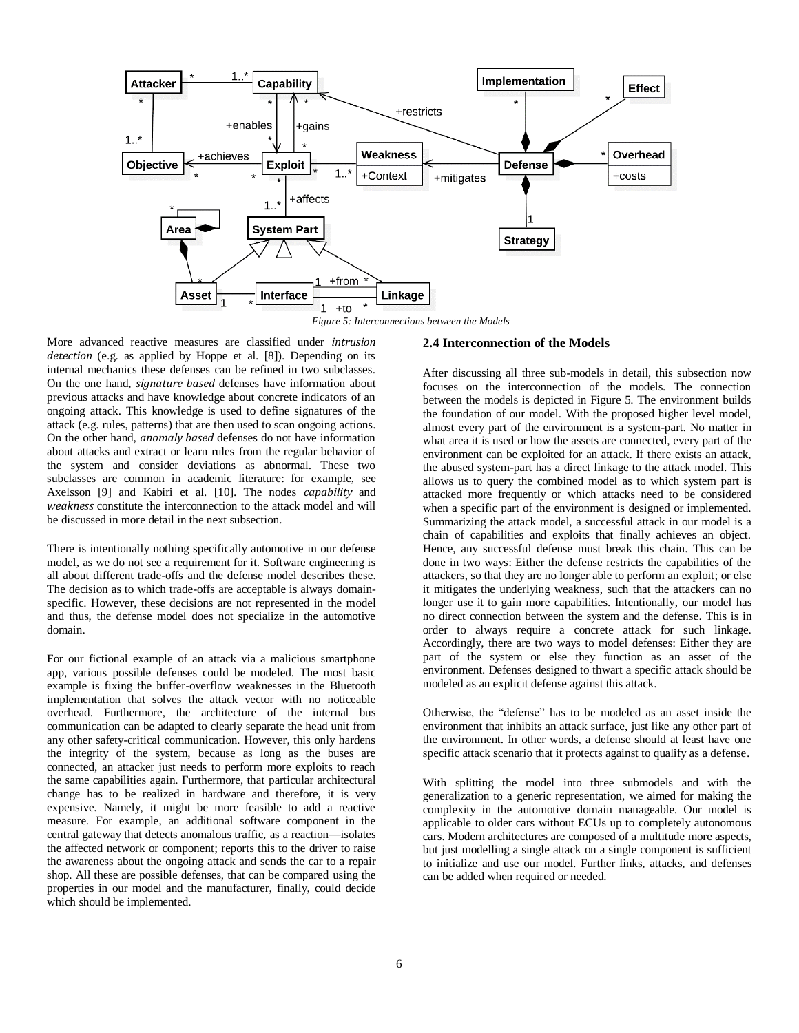Figure 5: Interconnections between the Models

More advanced reactive measures are classified under *intrusion detection* (e.g. as applied by Hoppe et al. [8]). Depending on its internal mechanics these defenses can be refined in two subclasses. On the one hand, *signature based* defenses have information about previous attacks and have knowledge about concrete indicators of an ongoing attack. This knowledge is used to define signatures of the attack (e.g. rules, patterns) that are then used to scan ongoing actions. On the other hand, *anomaly based* defenses do not have information about attacks and extract or learn rules from the regular behavior of the system and consider deviations as abnormal. These two subclasses are common in academic literature: for example, see Axelsson [9] and Kabiri et al. [10]. The nodes *capability* and *weakness* constitute the interconnection to the attack model and will be discussed in more detail in the next subsection.

There is intentionally nothing specifically automotive in our defense model, as we do not see a requirement for it. Software engineering is all about different trade-offs and the defense model describes these. The decision as to which trade-offs are acceptable is always domain-specific. However, these decisions are not represented in the model and thus, the defense model does not specialize in the automotive domain.

For our fictional example of an attack via a malicious smartphone app, various possible defenses could be modeled. The most basic example is fixing the buffer-overflow weaknesses in the Bluetooth implementation that solves the attack vector with no noticeable overhead. Furthermore, the architecture of the internal bus communication can be adapted to clearly separate the head unit from any other safety-critical communication. However, this only hardens the integrity of the system, because as long as the buses are connected, an attacker just needs to perform more exploits to reach the same capabilities again. Furthermore, that particular architectural change has to be realized in hardware and therefore, it is very expensive. Namely, it might be more feasible to add a reactive measure. For example, an additional software component in the central gateway that detects anomalous traffic, as a reaction—isolates the affected network or component; reports this to the driver to raise the awareness about the ongoing attack and sends the car to a repair shop. All these are possible defenses, that can be compared using the properties in our model and the manufacturer, finally, could decide which should be implemented.

### 2.4 Interconnection of the Models

After discussing all three sub-models in detail, this subsection now focuses on the interconnection of the models. The connection between the models is depicted in Figure 5. The environment builds the foundation of our model. With the proposed higher level model, almost every part of the environment is a system-part. No matter in what area it is used or how the assets are connected, every part of the environment can be exploited for an attack. If there exists an attack, the abused system-part has a direct linkage to the attack model. This allows us to query the combined model as to which system part is attacked more frequently or which attacks need to be considered when a specific part of the environment is designed or implemented. Summarizing the attack model, a successful attack in our model is a chain of capabilities and exploits that finally achieves an object. Hence, any successful defense must break this chain. This can be done in two ways: Either the defense restricts the capabilities of the attackers, so that they are no longer able to perform an exploit; or else it mitigates the underlying weakness, such that the attackers can no longer use it to gain more capabilities. Intentionally, our model has no direct connection between the system and the defense. This is in order to always require a concrete attack for such linkage. Accordingly, there are two ways to model defenses: Either they are part of the system or else they function as an asset of the environment. Defenses designed to thwart a specific attack should be modeled as an explicit defense against this attack.

Otherwise, the "defense" has to be modeled as an asset inside the environment that inhibits an attack surface, just like any other part of the environment. In other words, a defense should at least have one specific attack scenario that it protects against to qualify as a defense.

With splitting the model into three submodels and with the generalization to a generic representation, we aimed for making the complexity in the automotive domain manageable. Our model is applicable to older cars without ECUs up to completely autonomous cars. Modern architectures are composed of a multitude more aspects, but just modelling a single attack on a single component is sufficient to initialize and use our model. Further links, attacks, and defenses can be added when required or needed.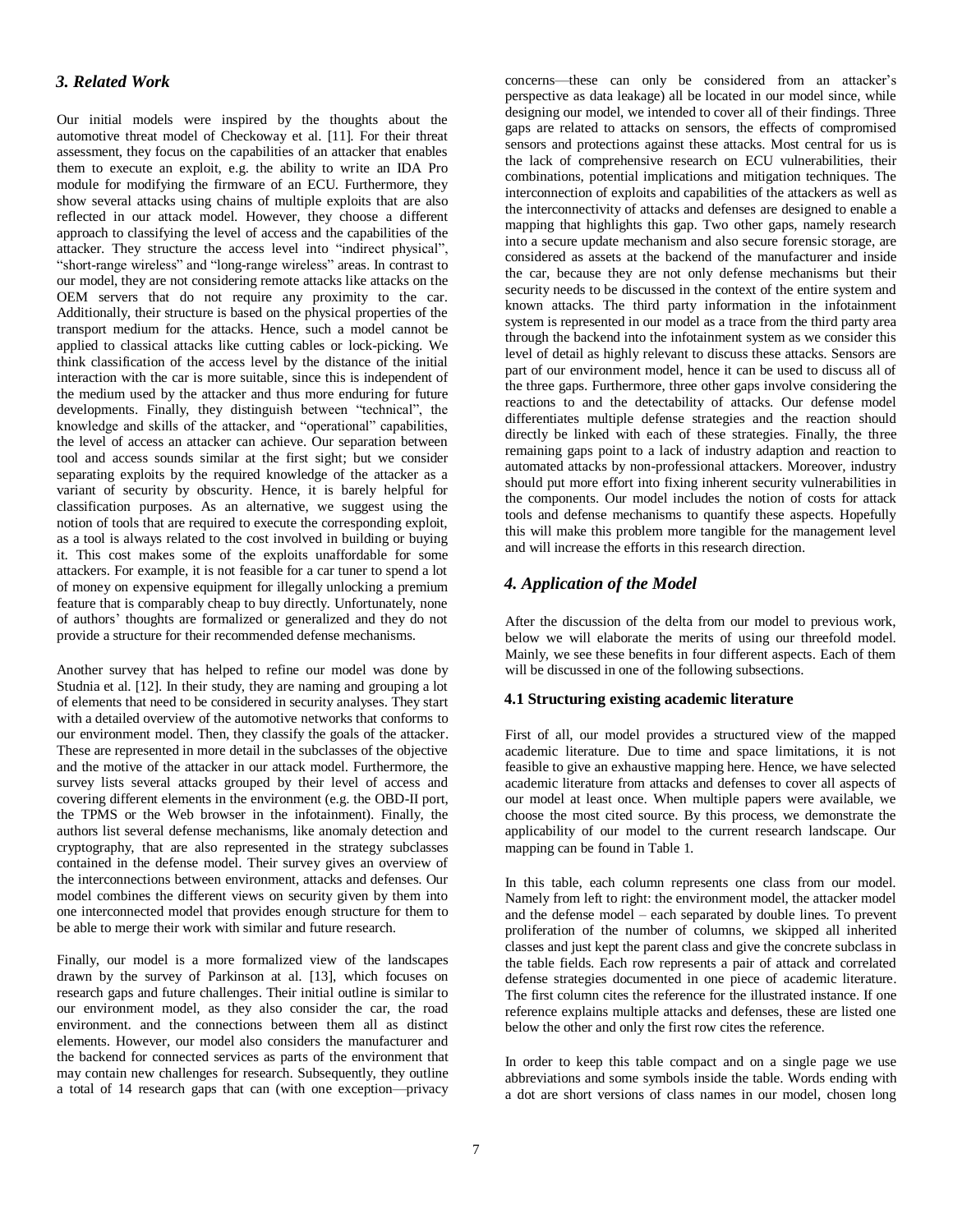## 3. Related Work

Our initial models were inspired by the thoughts about the automotive threat model of Checkoway et al. [11]. For their threat assessment, they focus on the capabilities of an attacker that enables them to execute an exploit, e.g. the ability to write an IDA Pro module for modifying the firmware of an ECU. Furthermore, they show several attacks using chains of multiple exploits that are also reflected in our attack model. However, they choose a different approach to classifying the level of access and the capabilities of the attacker. They structure the access level into "indirect physical", "short-range wireless" and "long-range wireless" areas. In contrast to our model, they are not considering remote attacks like attacks on the OEM servers that do not require any proximity to the car. Additionally, their structure is based on the physical properties of the transport medium for the attacks. Hence, such a model cannot be applied to classical attacks like cutting cables or lock-picking. We think classification of the access level by the distance of the initial interaction with the car is more suitable, since this is independent of the medium used by the attacker and thus more enduring for future developments. Finally, they distinguish between "technical", the knowledge and skills of the attacker, and "operational" capabilities, the level of access an attacker can achieve. Our separation between tool and access sounds similar at the first sight; but we consider separating exploits by the required knowledge of the attacker as a variant of security by obscurity. Hence, it is barely helpful for classification purposes. As an alternative, we suggest using the notion of tools that are required to execute the corresponding exploit, as a tool is always related to the cost involved in building or buying it. This cost makes some of the exploits unaffordable for some attackers. For example, it is not feasible for a car tuner to spend a lot of money on expensive equipment for illegally unlocking a premium feature that is comparably cheap to buy directly. Unfortunately, none of authors' thoughts are formalized or generalized and they do not provide a structure for their recommended defense mechanisms.

Another survey that has helped to refine our model was done by Studnia et al. [12]. In their study, they are naming and grouping a lot of elements that need to be considered in security analyses. They start with a detailed overview of the automotive networks that conforms to our environment model. Then, they classify the goals of the attacker. These are represented in more detail in the subclasses of the objective and the motive of the attacker in our attack model. Furthermore, the survey lists several attacks grouped by their level of access and covering different elements in the environment (e.g. the OBD-II port, the TPMS or the Web browser in the infotainment). Finally, the authors list several defense mechanisms, like anomaly detection and cryptography, that are also represented in the strategy subclasses contained in the defense model. Their survey gives an overview of the interconnections between environment, attacks and defenses. Our model combines the different views on security given by them into one interconnected model that provides enough structure for them to be able to merge their work with similar and future research.

Finally, our model is a more formalized view of the landscapes drawn by the survey of Parkinson at al. [13], which focuses on research gaps and future challenges. Their initial outline is similar to our environment model, as they also consider the car, the road environment. and the connections between them all as distinct elements. However, our model also considers the manufacturer and the backend for connected services as parts of the environment that may contain new challenges for research. Subsequently, they outline a total of 14 research gaps that can (with one exception—privacy concerns—these can only be considered from an attacker's perspective as data leakage) all be located in our model since, while designing our model, we intended to cover all of their findings. Three gaps are related to attacks on sensors, the effects of compromised sensors and protections against these attacks. Most central for us is the lack of comprehensive research on ECU vulnerabilities, their combinations, potential implications and mitigation techniques. The interconnection of exploits and capabilities of the attackers as well as the interconnectivity of attacks and defenses are designed to enable a mapping that highlights this gap. Two other gaps, namely research into a secure update mechanism and also secure forensic storage, are considered as assets at the backend of the manufacturer and inside the car, because they are not only defense mechanisms but their security needs to be discussed in the context of the entire system and known attacks. The third party information in the infotainment system is represented in our model as a trace from the third party area through the backend into the infotainment system as we consider this level of detail as highly relevant to discuss these attacks. Sensors are part of our environment model, hence it can be used to discuss all of the three gaps. Furthermore, three other gaps involve considering the reactions to and the detectability of attacks. Our defense model differentiates multiple defense strategies and the reaction should directly be linked with each of these strategies. Finally, the three remaining gaps point to a lack of industry adaption and reaction to automated attacks by non-professional attackers. Moreover, industry should put more effort into fixing inherent security vulnerabilities in the components. Our model includes the notion of costs for attack tools and defense mechanisms to quantify these aspects. Hopefully this will make this problem more tangible for the management level and will increase the efforts in this research direction.

## 4. Application of the Model

After the discussion of the delta from our model to previous work, below we will elaborate the merits of using our threefold model. Mainly, we see these benefits in four different aspects. Each of them will be discussed in one of the following subsections.

### 4.1 Structuring existing academic literature

First of all, our model provides a structured view of the mapped academic literature. Due to time and space limitations, it is not feasible to give an exhaustive mapping here. Hence, we have selected academic literature from attacks and defenses to cover all aspects of our model at least once. When multiple papers were available, we choose the most cited source. By this process, we demonstrate the applicability of our model to the current research landscape. Our mapping can be found in Table 1.

In this table, each column represents one class from our model. Namely from left to right: the environment model, the attacker model and the defense model – each separated by double lines. To prevent proliferation of the number of columns, we skipped all inherited classes and just kept the parent class and give the concrete subclass in the table fields. Each row represents a pair of attack and correlated defense strategies documented in one piece of academic literature. The first column cites the reference for the illustrated instance. If one reference explains multiple attacks and defenses, these are listed one below the other and only the first row cites the reference.

In order to keep this table compact and on a single page we use abbreviations and some symbols inside the table. Words ending with a dot are short versions of class names in our model, chosen long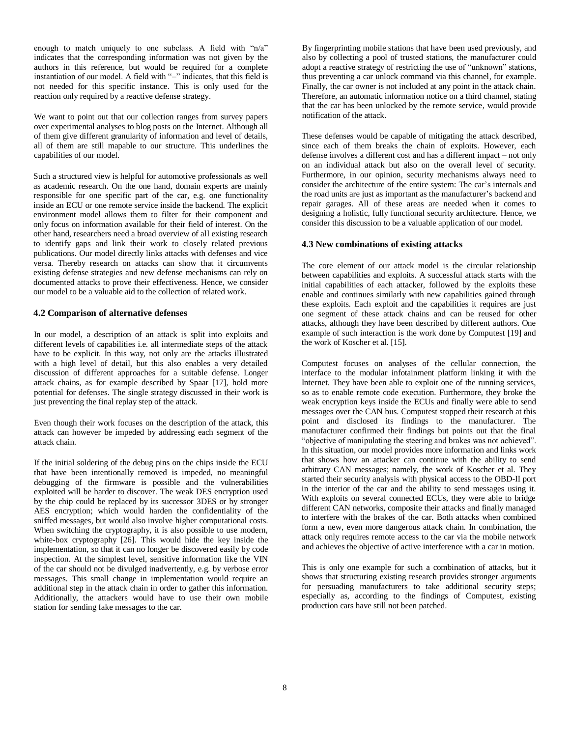enough to match uniquely to one subclass. A field with "n/a" indicates that the corresponding information was not given by the authors in this reference, but would be required for a complete instantiation of our model. A field with "–" indicates, that this field is not needed for this specific instance. This is only used for the reaction only required by a reactive defense strategy.

We want to point out that our collection ranges from survey papers over experimental analyses to blog posts on the Internet. Although all of them give different granularity of information and level of details, all of them are still mapable to our structure. This underlines the capabilities of our model.

Such a structured view is helpful for automotive professionals as well as academic research. On the one hand, domain experts are mainly responsible for one specific part of the car, e.g. one functionality inside an ECU or one remote service inside the backend. The explicit environment model allows them to filter for their component and only focus on information available for their field of interest. On the other hand, researchers need a broad overview of all existing research to identify gaps and link their work to closely related previous publications. Our model directly links attacks with defenses and vice versa. Thereby research on attacks can show that it circumvents existing defense strategies and new defense mechanisms can rely on documented attacks to prove their effectiveness. Hence, we consider our model to be a valuable aid to the collection of related work.

### 4.2 Comparison of alternative defenses

In our model, a description of an attack is split into exploits and different levels of capabilities i.e. all intermediate steps of the attack have to be explicit. In this way, not only are the attacks illustrated with a high level of detail, but this also enables a very detailed discussion of different approaches for a suitable defense. Longer attack chains, as for example described by Spaar [17], hold more potential for defenses. The single strategy discussed in their work is just preventing the final replay step of the attack.

Even though their work focuses on the description of the attack, this attack can however be impeded by addressing each segment of the attack chain.

If the initial soldering of the debug pins on the chips inside the ECU that have been intentionally removed is impeded, no meaningful debugging of the firmware is possible and the vulnerabilities exploited will be harder to discover. The weak DES encryption used by the chip could be replaced by its successor 3DES or by stronger AES encryption; which would harden the confidentiality of the sniffed messages, but would also involve higher computational costs. When switching the cryptography, it is also possible to use modern, white-box cryptography [26]. This would hide the key inside the implementation, so that it can no longer be discovered easily by code inspection. At the simplest level, sensitive information like the VIN of the car should not be divulged inadvertently, e.g. by verbose error messages. This small change in implementation would require an additional step in the attack chain in order to gather this information. Additionally, the attackers would have to use their own mobile station for sending fake messages to the car.

By fingerprinting mobile stations that have been used previously, and also by collecting a pool of trusted stations, the manufacturer could adopt a reactive strategy of restricting the use of "unknown" stations, thus preventing a car unlock command via this channel, for example. Finally, the car owner is not included at any point in the attack chain. Therefore, an automatic information notice on a third channel, stating that the car has been unlocked by the remote service, would provide notification of the attack.

These defenses would be capable of mitigating the attack described, since each of them breaks the chain of exploits. However, each defense involves a different cost and has a different impact – not only on an individual attack but also on the overall level of security. Furthermore, in our opinion, security mechanisms always need to consider the architecture of the entire system: The car's internals and the road units are just as important as the manufacturer's backend and repair garages. All of these areas are needed when it comes to designing a holistic, fully functional security architecture. Hence, we consider this discussion to be a valuable application of our model.

### 4.3 New combinations of existing attacks

The core element of our attack model is the circular relationship between capabilities and exploits. A successful attack starts with the initial capabilities of each attacker, followed by the exploits these enable and continues similarly with new capabilities gained through these exploits. Each exploit and the capabilities it requires are just one segment of these attack chains and can be reused for other attacks, although they have been described by different authors. One example of such interaction is the work done by Computest [19] and the work of Koscher et al. [15].

Computest focuses on analyses of the cellular connection, the interface to the modular infotainment platform linking it with the Internet. They have been able to exploit one of the running services, so as to enable remote code execution. Furthermore, they broke the weak encryption keys inside the ECUs and finally were able to send messages over the CAN bus. Computest stopped their research at this point and disclosed its findings to the manufacturer. The manufacturer confirmed their findings but points out that the final "objective of manipulating the steering and brakes was not achieved". In this situation, our model provides more information and links work that shows how an attacker can continue with the ability to send arbitrary CAN messages; namely, the work of Koscher et al. They started their security analysis with physical access to the OBD-II port in the interior of the car and the ability to send messages using it. With exploits on several connected ECUs, they were able to bridge different CAN networks, composite their attacks and finally managed to interfere with the brakes of the car. Both attacks when combined form a new, even more dangerous attack chain. In combination, the attack only requires remote access to the car via the mobile network and achieves the objective of active interference with a car in motion.

This is only one example for such a combination of attacks, but it shows that structuring existing research provides stronger arguments for persuading manufacturers to take additional security steps; especially as, according to the findings of Computest, existing production cars have still not been patched.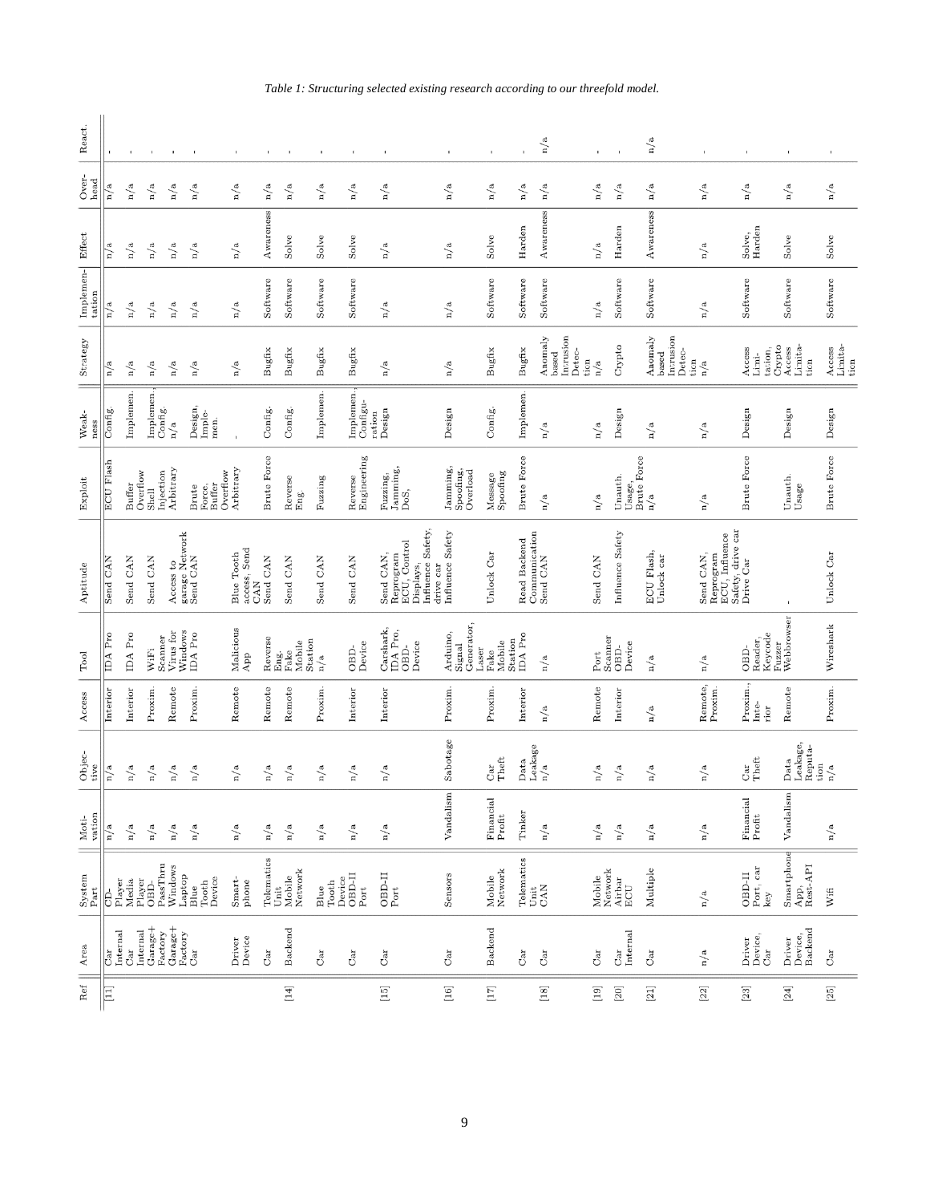*Table 1: Structuring selected existing research according to our threefold model.*

| Ref | Area | System Part | Motivation | Objective | Access | Tool | Aptitude | Exploit | Weakness | Strategy | Implementation | Effect | Overhead | React. |
|---|---|---|---|---|---|---|---|---|---|---|---|---|---|---|
| [11] | Car Internal | CD-Player | n/a | n/a | Interior | IDA Pro | Send CAN | ECU Flash | Config. | n/a | n/a | n/a | n/a | - |
| | Car Internal | Media Player | n/a | n/a | Interior | IDA Pro | Send CAN | Buffer Overflow | Implemen. | n/a | n/a | n/a | n/a | - |
| | Garage+ Factory | OBD-PassThru | n/a | n/a | Proxim. | WiFi Scanner | Send CAN | Shell Injection | Implemen., Config. | n/a | n/a | n/a | n/a | - |
| | Garage+ Factory | Windows Laptop | n/a | n/a | Remote | Virus for Windows | Access to garage Network | Arbitrary | n/a | n/a | n/a | n/a | n/a | - |
| | Car | Blue Tooth Device | n/a | n/a | Proxim. | IDA Pro | Send CAN | Brute Force, Buffer Overflow | Design, Implemen. | n/a | n/a | n/a | n/a | - |
| | Driver Device | Smartphone | n/a | n/a | Remote | Malicious App | Blue Tooth access, Send CAN | Arbitrary | - | n/a | n/a | n/a | n/a | - |
| | Car | Telematics Unit | n/a | n/a | Remote | Reverse Eng. | Send CAN | Brute Force | Config. | Bugfix | Software | Awareness | n/a | - |
| [14] | Backend | Mobile Network | n/a | n/a | Remote | Fake Mobile Station | Send CAN | Reverse Eng. | Config. | Bugfix | Software | Solve | n/a | - |
| | Car | Blue Tooth Device | n/a | n/a | Proxim. | n/a | Send CAN | Fuzzing | Implemen. | Bugfix | Software | Solve | n/a | - |
| | Car | OBD-II Port | n/a | n/a | Interior | OBD-Device | Send CAN | Reverse Engineering | Implemen., Configuration | Bugfix | Software | Solve | n/a | - |
| [15] | Car | OBD-II Port | n/a | n/a | Interior | Carshark, IDA Pro, OBD-Device | Send CAN, Reprogram ECU, Control Displays, Influence Safety, drive car | Fuzzing, Jamming, DoS, | Design | n/a | n/a | n/a | n/a | - |
| [16] | Car | Sensors | Vandalism | Sabotage | Proxim. | Arduino, Signal Generator, Laser | Influence Safety | Jamming, Spoofing, Overload | Design | n/a | n/a | n/a | n/a | - |
| [17] | Backend | Mobile Network | Financial Profit | Car Theft | Proxim. | Fake Mobile Station | Unlock Car | Message Spoofing | Config. | Bugfix | Software | Solve | n/a | - |
| | Car | Telematics Unit | Tinker | Data Leakage | Interior | IDA Pro | Read Backend Communication | Brute Force | Implemen. | Bugfix | Software | Harden | n/a | - |
| [18] | Car | CAN | n/a | n/a | n/a | n/a | Send CAN | n/a | n/a | Anomaly based Intrusion Detection | Software | Awareness | n/a | n/a |
| [19] | Car | Mobile Network | n/a | n/a | Remote | Port Scanner | Send CAN | n/a | n/a | n/a | n/a | n/a | n/a | - |
| [20] | Car Internal | Airbar ECU | n/a | n/a | Interior | OBD-Device | Influence Safety | Unauth. Usage, Brute Force | Design | Crypto | Software | Harden | n/a | - |
| [21] | Car | Multiple | n/a | n/a | n/a | n/a | ECU Flash, Unlock car | n/a | n/a | Anomaly based Intrusion Detection | Software | Awareness | n/a | n/a |
| [22] | n/a | n/a | n/a | n/a | Remote, Proxim. | n/a | Send CAN, Reprogram ECU, Influence Safety, drive car | n/a | n/a | n/a | n/a | n/a | n/a | - |
| [23] | Driver Device, Car | OBD-II Port, car key | Financial Profit | Car Theft | Proxim., Interior | OBD-Reader, Keycode | Drive Car | Brute Force | Design | Access Limitation, Crypto | Software | Solve, Harden | n/a | - |
| [24] | Driver Device, Backend | Smartphone App, Rest-API | Vandalism | Data Leakage, Reputation | Remote | Fuzzer Webbrowser | - | Unauth. Usage | Design | Access Limitation | Software | Solve | n/a | - |
| [25] | Car | Wifi | n/a | n/a | Proxim. | Wireshark | Unlock Car | Brute Force | Design | Access Limitation | Software | Solve | n/a | - |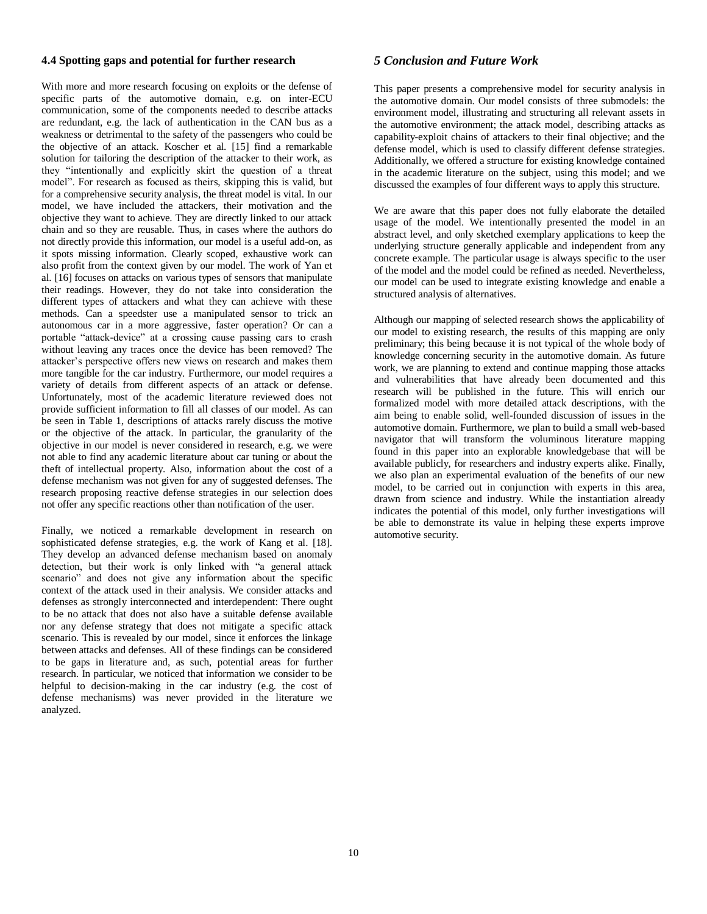### 4.4 Spotting gaps and potential for further research

With more and more research focusing on exploits or the defense of specific parts of the automotive domain, e.g. on inter-ECU communication, some of the components needed to describe attacks are redundant, e.g. the lack of authentication in the CAN bus as a weakness or detrimental to the safety of the passengers who could be the objective of an attack. Koscher et al. [15] find a remarkable solution for tailoring the description of the attacker to their work, as they "intentionally and explicitly skirt the question of a threat model". For research as focused as theirs, skipping this is valid, but for a comprehensive security analysis, the threat model is vital. In our model, we have included the attackers, their motivation and the objective they want to achieve. They are directly linked to our attack chain and so they are reusable. Thus, in cases where the authors do not directly provide this information, our model is a useful add-on, as it spots missing information. Clearly scoped, exhaustive work can also profit from the context given by our model. The work of Yan et al. [16] focuses on attacks on various types of sensors that manipulate their readings. However, they do not take into consideration the different types of attackers and what they can achieve with these methods. Can a speedster use a manipulated sensor to trick an autonomous car in a more aggressive, faster operation? Or can a portable "attack-device" at a crossing cause passing cars to crash without leaving any traces once the device has been removed? The attacker's perspective offers new views on research and makes them more tangible for the car industry. Furthermore, our model requires a variety of details from different aspects of an attack or defense. Unfortunately, most of the academic literature reviewed does not provide sufficient information to fill all classes of our model. As can be seen in Table 1, descriptions of attacks rarely discuss the motive or the objective of the attack. In particular, the granularity of the objective in our model is never considered in research, e.g. we were not able to find any academic literature about car tuning or about the theft of intellectual property. Also, information about the cost of a defense mechanism was not given for any of suggested defenses. The research proposing reactive defense strategies in our selection does not offer any specific reactions other than notification of the user.

Finally, we noticed a remarkable development in research on sophisticated defense strategies, e.g. the work of Kang et al. [18]. They develop an advanced defense mechanism based on anomaly detection, but their work is only linked with "a general attack scenario" and does not give any information about the specific context of the attack used in their analysis. We consider attacks and defenses as strongly interconnected and interdependent: There ought to be no attack that does not also have a suitable defense available nor any defense strategy that does not mitigate a specific attack scenario. This is revealed by our model, since it enforces the linkage between attacks and defenses. All of these findings can be considered to be gaps in literature and, as such, potential areas for further research. In particular, we noticed that information we consider to be helpful to decision-making in the car industry (e.g. the cost of defense mechanisms) was never provided in the literature we analyzed.

## *5 Conclusion and Future Work*

This paper presents a comprehensive model for security analysis in the automotive domain. Our model consists of three submodels: the environment model, illustrating and structuring all relevant assets in the automotive environment; the attack model, describing attacks as capability-exploit chains of attackers to their final objective; and the defense model, which is used to classify different defense strategies. Additionally, we offered a structure for existing knowledge contained in the academic literature on the subject, using this model; and we discussed the examples of four different ways to apply this structure.

We are aware that this paper does not fully elaborate the detailed usage of the model. We intentionally presented the model in an abstract level, and only sketched exemplary applications to keep the underlying structure generally applicable and independent from any concrete example. The particular usage is always specific to the user of the model and the model could be refined as needed. Nevertheless, our model can be used to integrate existing knowledge and enable a structured analysis of alternatives.

Although our mapping of selected research shows the applicability of our model to existing research, the results of this mapping are only preliminary; this being because it is not typical of the whole body of knowledge concerning security in the automotive domain. As future work, we are planning to extend and continue mapping those attacks and vulnerabilities that have already been documented and this research will be published in the future. This will enrich our formalized model with more detailed attack descriptions, with the aim being to enable solid, well-founded discussion of issues in the automotive domain. Furthermore, we plan to build a small web-based navigator that will transform the voluminous literature mapping found in this paper into an explorable knowledgebase that will be available publicly, for researchers and industry experts alike. Finally, we also plan an experimental evaluation of the benefits of our new model, to be carried out in conjunction with experts in this area, drawn from science and industry. While the instantiation already indicates the potential of this model, only further investigations will be able to demonstrate its value in helping these experts improve automotive security.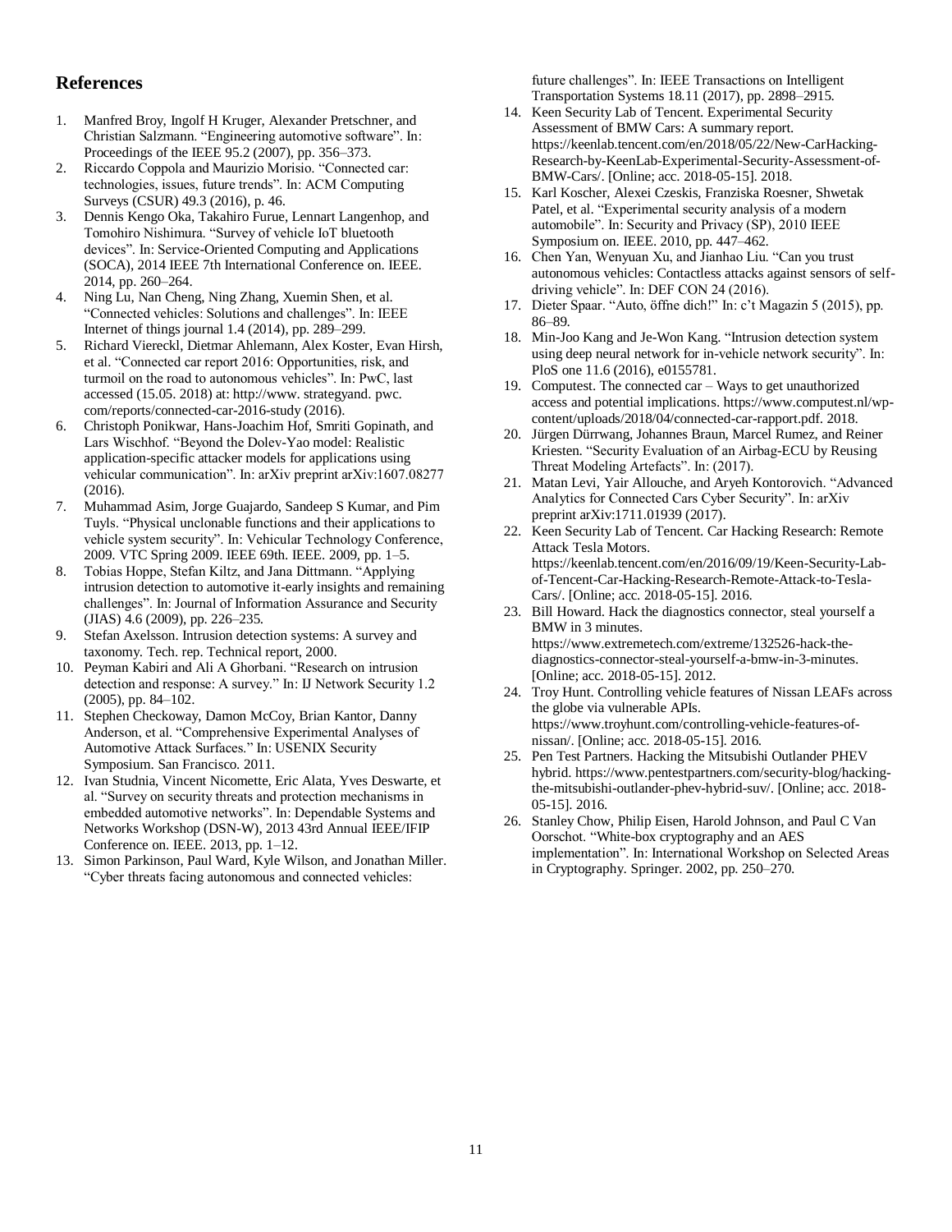## References

1. Manfred Broy, Ingolf H Kruger, Alexander Pretschner, and Christian Salzmann. "Engineering automotive software". In: Proceedings of the IEEE 95.2 (2007), pp. 356–373.
2. Riccardo Coppola and Maurizio Morisio. "Connected car: technologies, issues, future trends". In: ACM Computing Surveys (CSUR) 49.3 (2016), p. 46.
3. Dennis Kengo Oka, Takahiro Furue, Lennart Langenhop, and Tomohiro Nishimura. "Survey of vehicle IoT bluetooth devices". In: Service-Oriented Computing and Applications (SOCA), 2014 IEEE 7th International Conference on. IEEE. 2014, pp. 260–264.
4. Ning Lu, Nan Cheng, Ning Zhang, Xuemin Shen, et al. "Connected vehicles: Solutions and challenges". In: IEEE Internet of things journal 1.4 (2014), pp. 289–299.
5. Richard Viereckl, Dietmar Ahlemann, Alex Koster, Evan Hirsh, et al. "Connected car report 2016: Opportunities, risk, and turmoil on the road to autonomous vehicles". In: PwC, last accessed (15.05. 2018) at: http://www. strategyand. pwc. com/reports/connected-car-2016-study (2016).
6. Christoph Ponikwar, Hans-Joachim Hof, Smriti Gopinath, and Lars Wischhof. "Beyond the Dolev-Yao model: Realistic application-specific attacker models for applications using vehicular communication". In: arXiv preprint arXiv:1607.08277 (2016).
7. Muhammad Asim, Jorge Guajardo, Sandeep S Kumar, and Pim Tuyls. "Physical unclonable functions and their applications to vehicle system security". In: Vehicular Technology Conference, 2009. VTC Spring 2009. IEEE 69th. IEEE. 2009, pp. 1–5.
8. Tobias Hoppe, Stefan Kiltz, and Jana Dittmann. "Applying intrusion detection to automotive it-early insights and remaining challenges". In: Journal of Information Assurance and Security (JIAS) 4.6 (2009), pp. 226–235.
9. Stefan Axelsson. Intrusion detection systems: A survey and taxonomy. Tech. rep. Technical report, 2000.
10. Peyman Kabiri and Ali A Ghorbani. "Research on intrusion detection and response: A survey." In: IJ Network Security 1.2 (2005), pp. 84–102.
11. Stephen Checkoway, Damon McCoy, Brian Kantor, Danny Anderson, et al. "Comprehensive Experimental Analyses of Automotive Attack Surfaces." In: USENIX Security Symposium. San Francisco. 2011.
12. Ivan Studnia, Vincent Nicomette, Eric Alata, Yves Deswarte, et al. "Survey on security threats and protection mechanisms in embedded automotive networks". In: Dependable Systems and Networks Workshop (DSN-W), 2013 43rd Annual IEEE/IFIP Conference on. IEEE. 2013, pp. 1–12.
13. Simon Parkinson, Paul Ward, Kyle Wilson, and Jonathan Miller. "Cyber threats facing autonomous and connected vehicles: future challenges". In: IEEE Transactions on Intelligent Transportation Systems 18.11 (2017), pp. 2898–2915.
14. Keen Security Lab of Tencent. Experimental Security Assessment of BMW Cars: A summary report. https://keenlab.tencent.com/en/2018/05/22/New-CarHacking-Research-by-KeenLab-Experimental-Security-Assessment-of-BMW-Cars/. [Online; acc. 2018-05-15]. 2018.
15. Karl Koscher, Alexei Czeskis, Franziska Roesner, Shwetak Patel, et al. "Experimental security analysis of a modern automobile". In: Security and Privacy (SP), 2010 IEEE Symposium on. IEEE. 2010, pp. 447–462.
16. Chen Yan, Wenyuan Xu, and Jianhao Liu. "Can you trust autonomous vehicles: Contactless attacks against sensors of self-driving vehicle". In: DEF CON 24 (2016).
17. Dieter Spaar. "Auto, öffne dich!" In: c't Magazin 5 (2015), pp. 86–89.
18. Min-Joo Kang and Je-Won Kang. "Intrusion detection system using deep neural network for in-vehicle network security". In: PloS one 11.6 (2016), e0155781.
19. Computest. The connected car – Ways to get unauthorized access and potential implications. https://www.computest.nl/wp-content/uploads/2018/04/connected-car-rapport.pdf. 2018.
20. Jürgen Dürrwang, Johannes Braun, Marcel Rumez, and Reiner Kriesten. "Security Evaluation of an Airbag-ECU by Reusing Threat Modeling Artefacts". In: (2017).
21. Matan Levi, Yair Allouche, and Aryeh Kontorovich. "Advanced Analytics for Connected Cars Cyber Security". In: arXiv preprint arXiv:1711.01939 (2017).
22. Keen Security Lab of Tencent. Car Hacking Research: Remote Attack Tesla Motors. https://keenlab.tencent.com/en/2016/09/19/Keen-Security-Lab-of-Tencent-Car-Hacking-Research-Remote-Attack-to-Tesla-Cars/. [Online; acc. 2018-05-15]. 2016.
23. Bill Howard. Hack the diagnostics connector, steal yourself a BMW in 3 minutes. https://www.extremetech.com/extreme/132526-hack-the-diagnostics-connector-steal-yourself-a-bmw-in-3-minutes. [Online; acc. 2018-05-15]. 2012.
24. Troy Hunt. Controlling vehicle features of Nissan LEAFs across the globe via vulnerable APIs. https://www.troyhunt.com/controlling-vehicle-features-of-nissan/. [Online; acc. 2018-05-15]. 2016.
25. Pen Test Partners. Hacking the Mitsubishi Outlander PHEV hybrid. https://www.pentestpartners.com/security-blog/hacking-the-mitsubishi-outlander-phev-hybrid-suv/. [Online; acc. 2018-05-15]. 2016.
26. Stanley Chow, Philip Eisen, Harold Johnson, and Paul C Van Oorschot. "White-box cryptography and an AES implementation". In: International Workshop on Selected Areas in Cryptography. Springer. 2002, pp. 250–270.